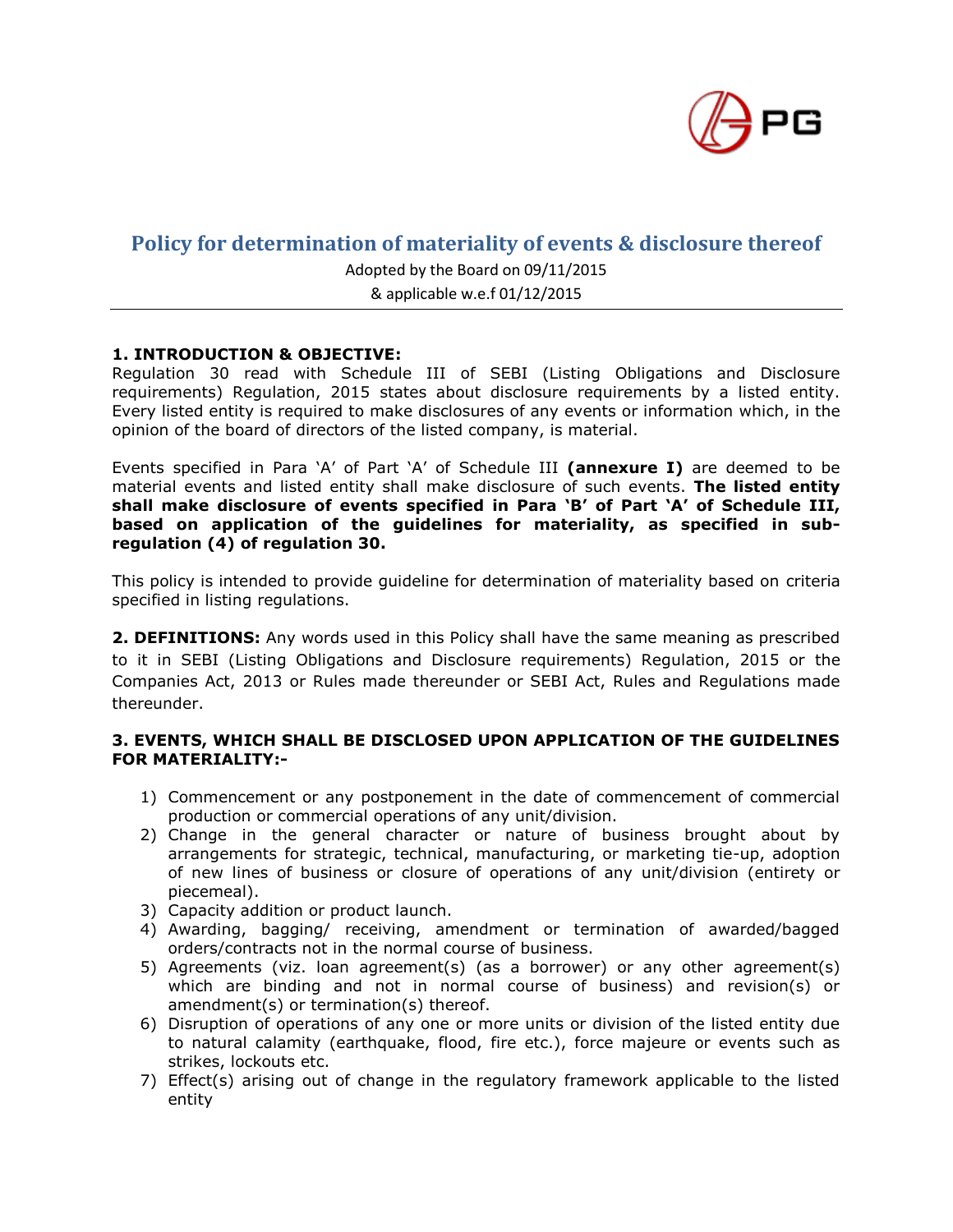# Policy for determination of materiality of events & disclosure thereof

Adopted by the Board on 09/11/2015

& applicable w.e.f 01/12/2015

---

**1. INTRODUCTION & OBJECTIVE:**

Regulation 30 read with Schedule III of SEBI (Listing Obligations and Disclosure requirements) Regulation, 2015 states about disclosure requirements by a listed entity. Every listed entity is required to make disclosures of any events or information which, in the opinion of the board of directors of the listed company, is material.

Events specified in Para 'A' of Part 'A' of Schedule III **(annexure I)** are deemed to be material events and listed entity shall make disclosure of such events. **The listed entity shall make disclosure of events specified in Para 'B' of Part 'A' of Schedule III, based on application of the guidelines for materiality, as specified in sub-regulation (4) of regulation 30.**

This policy is intended to provide guideline for determination of materiality based on criteria specified in listing regulations.

**2. DEFINITIONS:** Any words used in this Policy shall have the same meaning as prescribed to it in SEBI (Listing Obligations and Disclosure requirements) Regulation, 2015 or the Companies Act, 2013 or Rules made thereunder or SEBI Act, Rules and Regulations made thereunder.

**3. EVENTS, WHICH SHALL BE DISCLOSED UPON APPLICATION OF THE GUIDELINES FOR MATERIALITY:-**

1) Commencement or any postponement in the date of commencement of commercial production or commercial operations of any unit/division.
2) Change in the general character or nature of business brought about by arrangements for strategic, technical, manufacturing, or marketing tie-up, adoption of new lines of business or closure of operations of any unit/division (entirety or piecemeal).
3) Capacity addition or product launch.
4) Awarding, bagging/ receiving, amendment or termination of awarded/bagged orders/contracts not in the normal course of business.
5) Agreements (viz. loan agreement(s) (as a borrower) or any other agreement(s) which are binding and not in normal course of business) and revision(s) or amendment(s) or termination(s) thereof.
6) Disruption of operations of any one or more units or division of the listed entity due to natural calamity (earthquake, flood, fire etc.), force majeure or events such as strikes, lockouts etc.
7) Effect(s) arising out of change in the regulatory framework applicable to the listed entity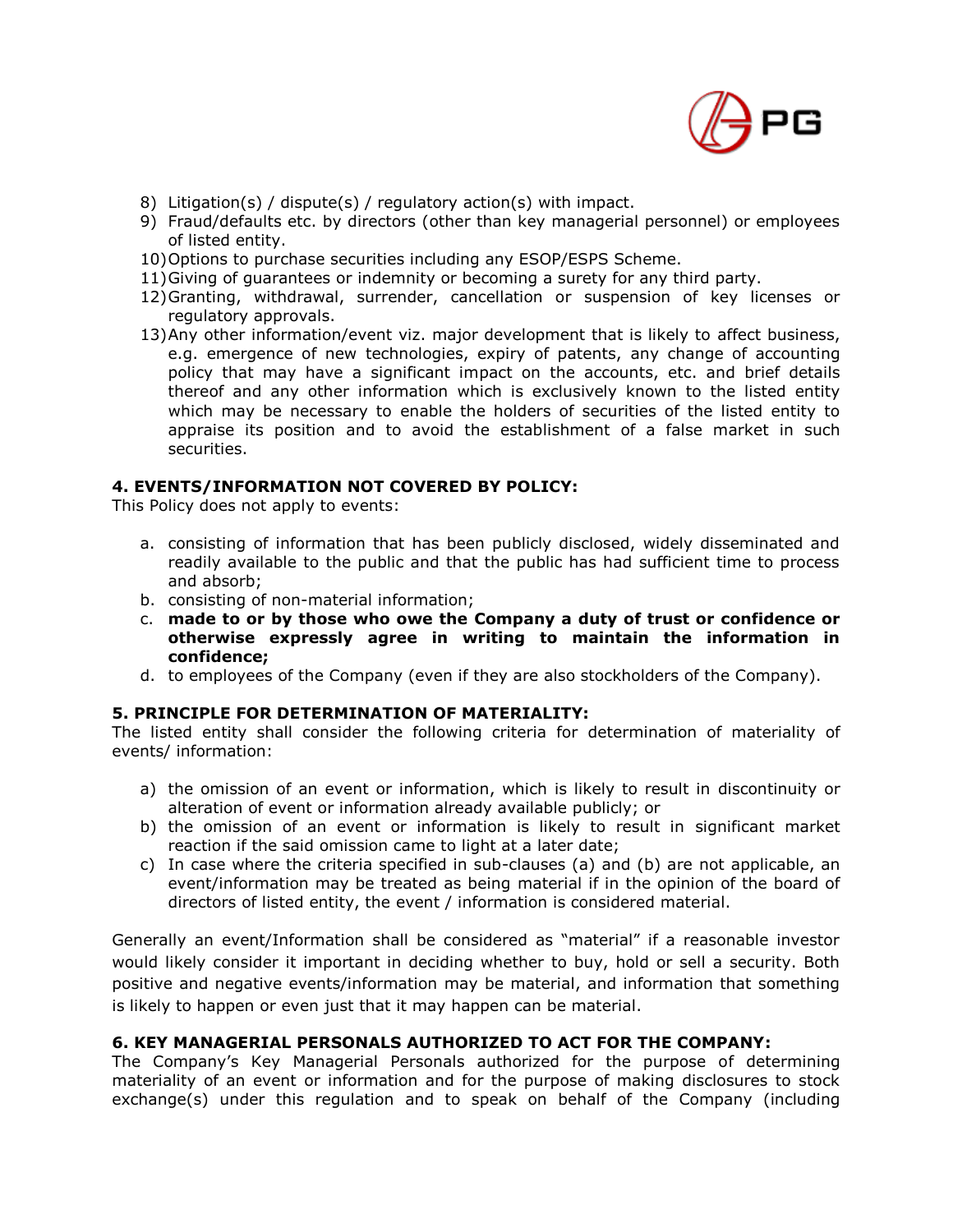8) Litigation(s) / dispute(s) / regulatory action(s) with impact.
9) Fraud/defaults etc. by directors (other than key managerial personnel) or employees of listed entity.
10) Options to purchase securities including any ESOP/ESPS Scheme.
11) Giving of guarantees or indemnity or becoming a surety for any third party.
12) Granting, withdrawal, surrender, cancellation or suspension of key licenses or regulatory approvals.
13) Any other information/event viz. major development that is likely to affect business, e.g. emergence of new technologies, expiry of patents, any change of accounting policy that may have a significant impact on the accounts, etc. and brief details thereof and any other information which is exclusively known to the listed entity which may be necessary to enable the holders of securities of the listed entity to appraise its position and to avoid the establishment of a false market in such securities.

**4. EVENTS/INFORMATION NOT COVERED BY POLICY:**

This Policy does not apply to events:

a. consisting of information that has been publicly disclosed, widely disseminated and readily available to the public and that the public has had sufficient time to process and absorb;
b. consisting of non-material information;
c. **made to or by those who owe the Company a duty of trust or confidence or otherwise expressly agree in writing to maintain the information in confidence;**
d. to employees of the Company (even if they are also stockholders of the Company).

**5. PRINCIPLE FOR DETERMINATION OF MATERIALITY:**

The listed entity shall consider the following criteria for determination of materiality of events/ information:

a) the omission of an event or information, which is likely to result in discontinuity or alteration of event or information already available publicly; or
b) the omission of an event or information is likely to result in significant market reaction if the said omission came to light at a later date;
c) In case where the criteria specified in sub-clauses (a) and (b) are not applicable, an event/information may be treated as being material if in the opinion of the board of directors of listed entity, the event / information is considered material.

Generally an event/Information shall be considered as "material" if a reasonable investor would likely consider it important in deciding whether to buy, hold or sell a security. Both positive and negative events/information may be material, and information that something is likely to happen or even just that it may happen can be material.

**6. KEY MANAGERIAL PERSONALS AUTHORIZED TO ACT FOR THE COMPANY:**

The Company's Key Managerial Personals authorized for the purpose of determining materiality of an event or information and for the purpose of making disclosures to stock exchange(s) under this regulation and to speak on behalf of the Company (including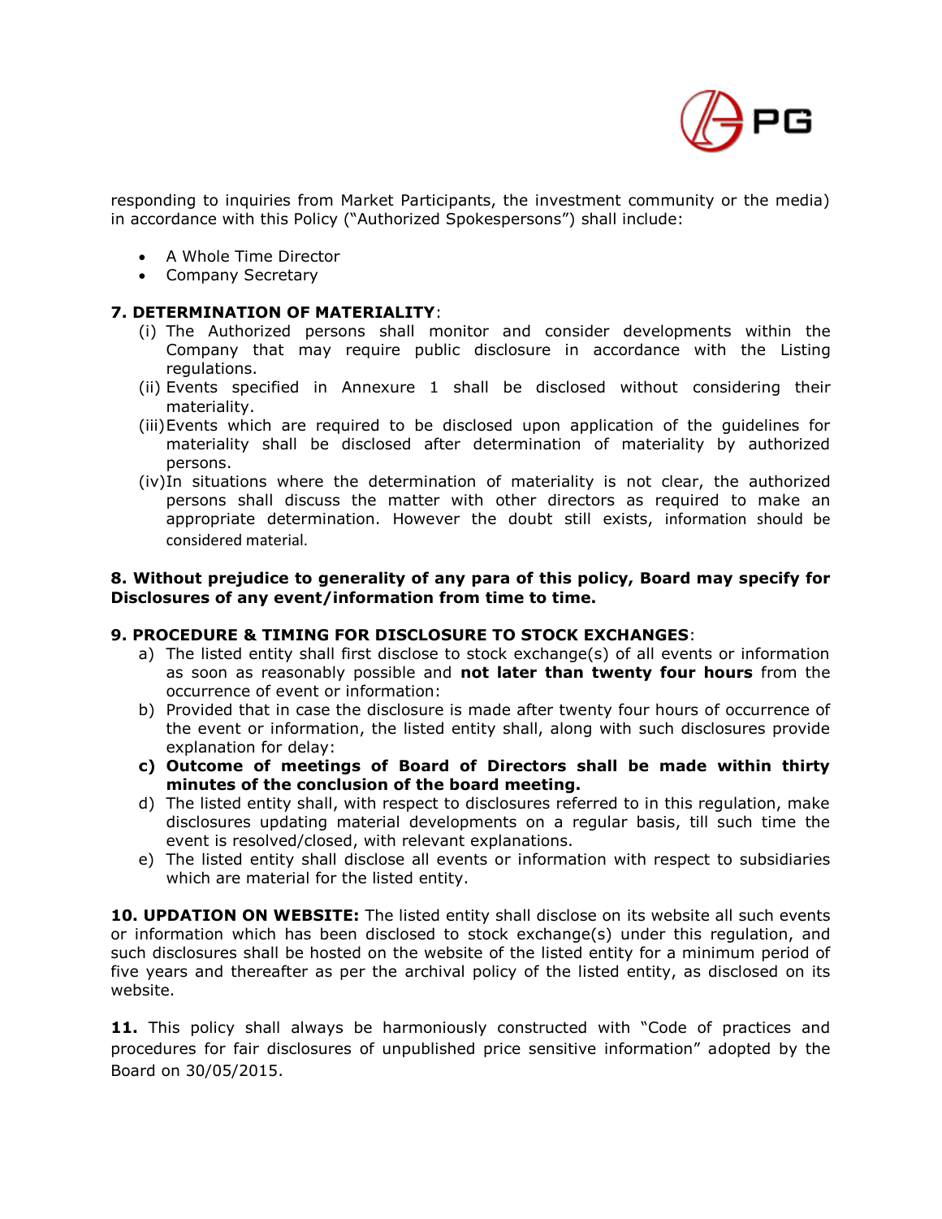responding to inquiries from Market Participants, the investment community or the media) in accordance with this Policy ("Authorized Spokespersons") shall include:

- A Whole Time Director
- Company Secretary

**7. DETERMINATION OF MATERIALITY**:

(i) The Authorized persons shall monitor and consider developments within the Company that may require public disclosure in accordance with the Listing regulations.

(ii) Events specified in Annexure 1 shall be disclosed without considering their materiality.

(iii) Events which are required to be disclosed upon application of the guidelines for materiality shall be disclosed after determination of materiality by authorized persons.

(iv) In situations where the determination of materiality is not clear, the authorized persons shall discuss the matter with other directors as required to make an appropriate determination. However the doubt still exists, information should be considered material.

**8. Without prejudice to generality of any para of this policy, Board may specify for Disclosures of any event/information from time to time.**

**9. PROCEDURE & TIMING FOR DISCLOSURE TO STOCK EXCHANGES**:

a) The listed entity shall first disclose to stock exchange(s) of all events or information as soon as reasonably possible and **not later than twenty four hours** from the occurrence of event or information:

b) Provided that in case the disclosure is made after twenty four hours of occurrence of the event or information, the listed entity shall, along with such disclosures provide explanation for delay:

**c) Outcome of meetings of Board of Directors shall be made within thirty minutes of the conclusion of the board meeting.**

d) The listed entity shall, with respect to disclosures referred to in this regulation, make disclosures updating material developments on a regular basis, till such time the event is resolved/closed, with relevant explanations.

e) The listed entity shall disclose all events or information with respect to subsidiaries which are material for the listed entity.

**10. UPDATION ON WEBSITE:** The listed entity shall disclose on its website all such events or information which has been disclosed to stock exchange(s) under this regulation, and such disclosures shall be hosted on the website of the listed entity for a minimum period of five years and thereafter as per the archival policy of the listed entity, as disclosed on its website.

**11.** This policy shall always be harmoniously constructed with "Code of practices and procedures for fair disclosures of unpublished price sensitive information" adopted by the Board on 30/05/2015.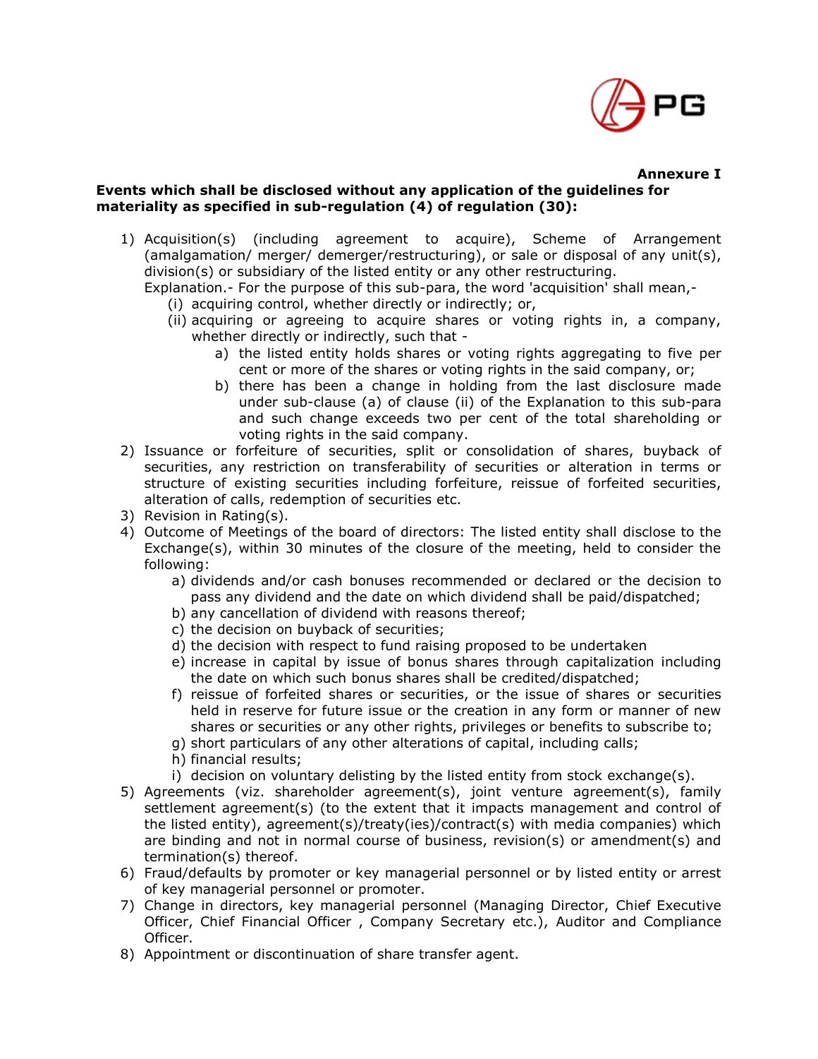**Annexure I**

**Events which shall be disclosed without any application of the guidelines for materiality as specified in sub-regulation (4) of regulation (30):**

1) Acquisition(s) (including agreement to acquire), Scheme of Arrangement (amalgamation/ merger/ demerger/restructuring), or sale or disposal of any unit(s), division(s) or subsidiary of the listed entity or any other restructuring.
   Explanation.- For the purpose of this sub-para, the word 'acquisition' shall mean,-
   (i) acquiring control, whether directly or indirectly; or,
   (ii) acquiring or agreeing to acquire shares or voting rights in, a company, whether directly or indirectly, such that -
      a) the listed entity holds shares or voting rights aggregating to five per cent or more of the shares or voting rights in the said company, or;
      b) there has been a change in holding from the last disclosure made under sub-clause (a) of clause (ii) of the Explanation to this sub-para and such change exceeds two per cent of the total shareholding or voting rights in the said company.
2) Issuance or forfeiture of securities, split or consolidation of shares, buyback of securities, any restriction on transferability of securities or alteration in terms or structure of existing securities including forfeiture, reissue of forfeited securities, alteration of calls, redemption of securities etc.
3) Revision in Rating(s).
4) Outcome of Meetings of the board of directors: The listed entity shall disclose to the Exchange(s), within 30 minutes of the closure of the meeting, held to consider the following:
   a) dividends and/or cash bonuses recommended or declared or the decision to pass any dividend and the date on which dividend shall be paid/dispatched;
   b) any cancellation of dividend with reasons thereof;
   c) the decision on buyback of securities;
   d) the decision with respect to fund raising proposed to be undertaken
   e) increase in capital by issue of bonus shares through capitalization including the date on which such bonus shares shall be credited/dispatched;
   f) reissue of forfeited shares or securities, or the issue of shares or securities held in reserve for future issue or the creation in any form or manner of new shares or securities or any other rights, privileges or benefits to subscribe to;
   g) short particulars of any other alterations of capital, including calls;
   h) financial results;
   i) decision on voluntary delisting by the listed entity from stock exchange(s).
5) Agreements (viz. shareholder agreement(s), joint venture agreement(s), family settlement agreement(s) (to the extent that it impacts management and control of the listed entity), agreement(s)/treaty(ies)/contract(s) with media companies) which are binding and not in normal course of business, revision(s) or amendment(s) and termination(s) thereof.
6) Fraud/defaults by promoter or key managerial personnel or by listed entity or arrest of key managerial personnel or promoter.
7) Change in directors, key managerial personnel (Managing Director, Chief Executive Officer, Chief Financial Officer , Company Secretary etc.), Auditor and Compliance Officer.
8) Appointment or discontinuation of share transfer agent.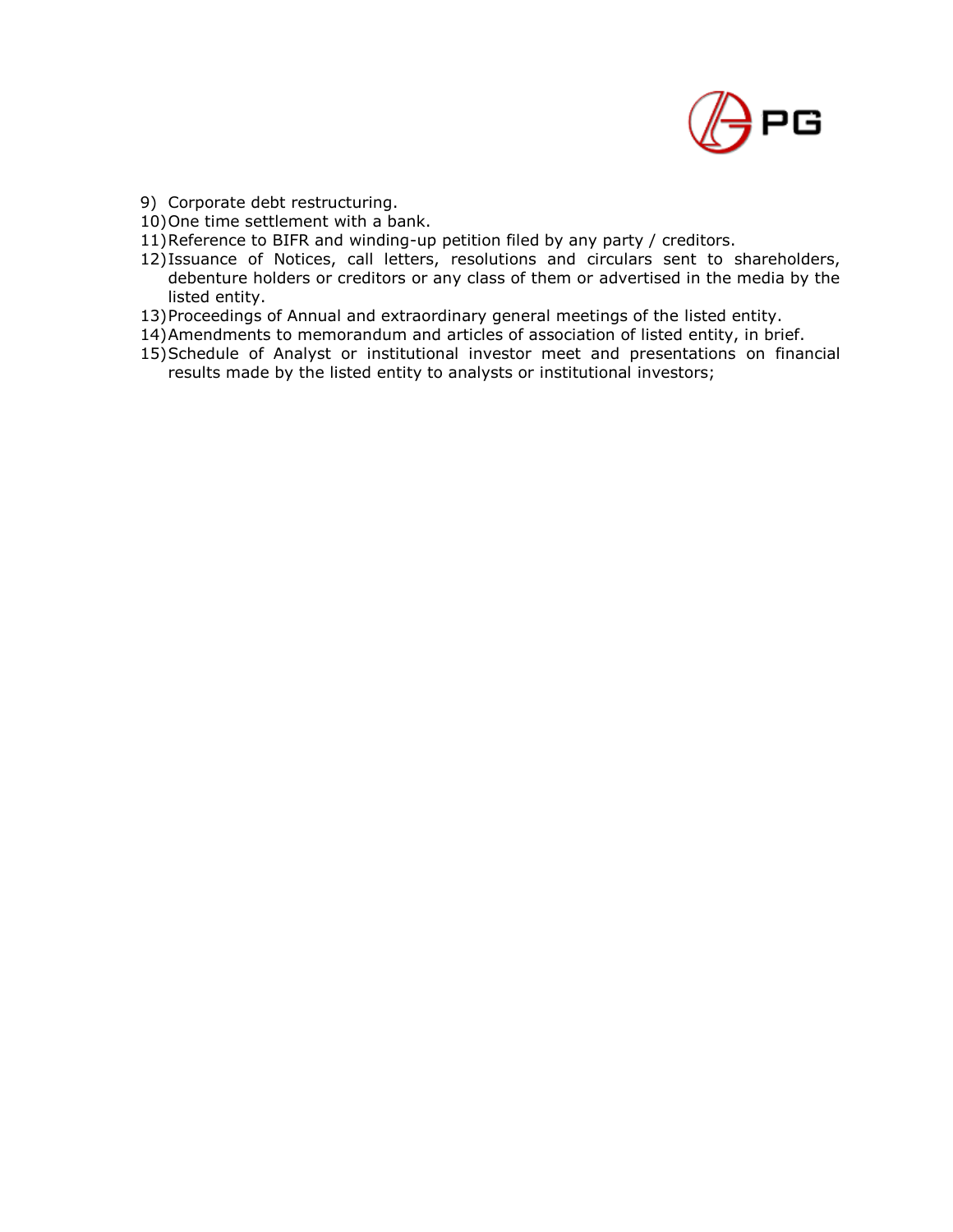9) Corporate debt restructuring.
10) One time settlement with a bank.
11) Reference to BIFR and winding-up petition filed by any party / creditors.
12) Issuance of Notices, call letters, resolutions and circulars sent to shareholders, debenture holders or creditors or any class of them or advertised in the media by the listed entity.
13) Proceedings of Annual and extraordinary general meetings of the listed entity.
14) Amendments to memorandum and articles of association of listed entity, in brief.
15) Schedule of Analyst or institutional investor meet and presentations on financial results made by the listed entity to analysts or institutional investors;